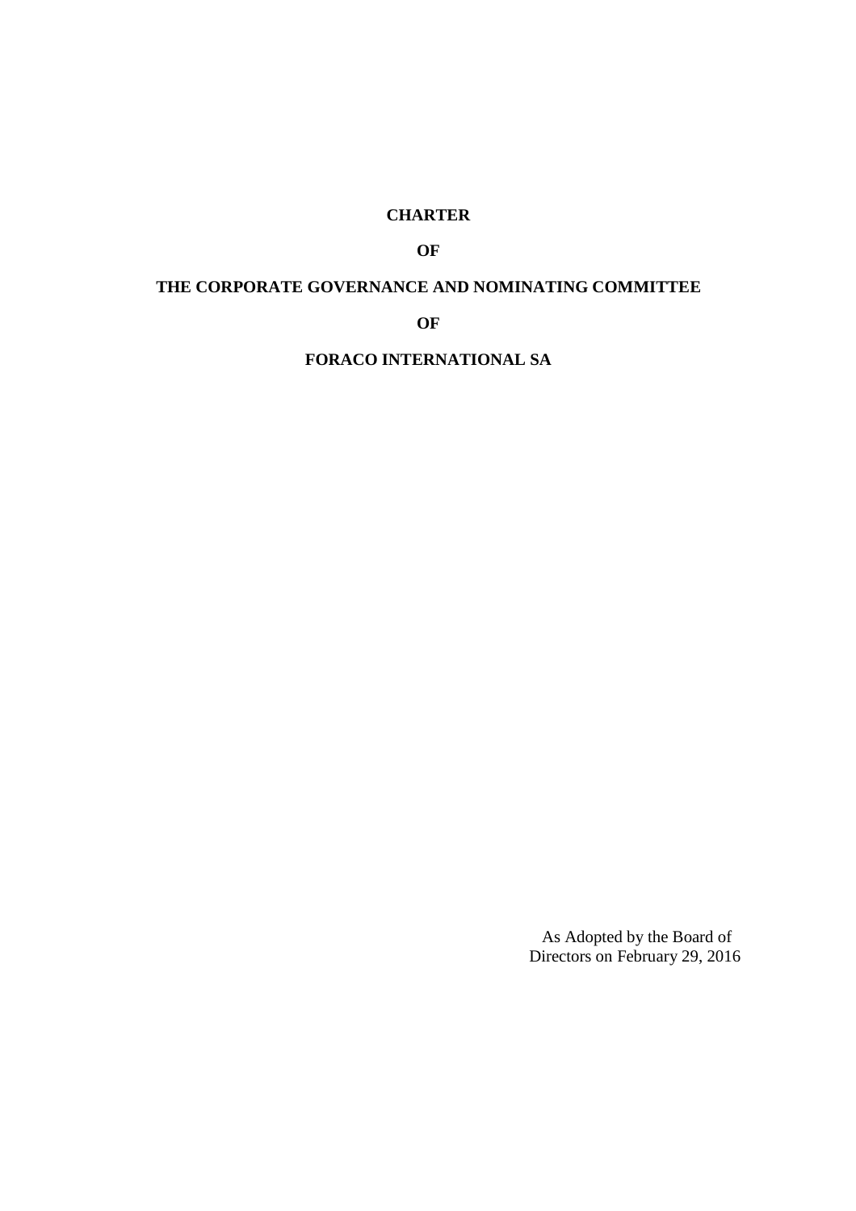# CHARTER

# OF

# THE CORPORATE GOVERNANCE AND NOMINATING COMMITTEE

# OF

# FORACO INTERNATIONAL SA

As Adopted by the Board of Directors on February 29, 2016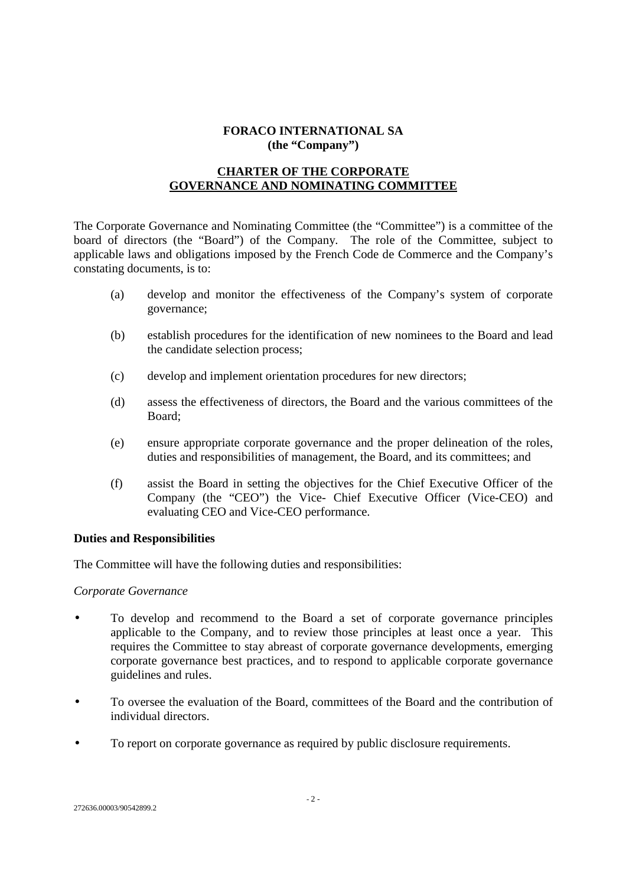**FORACO INTERNATIONAL SA**
**(the "Company")**

**CHARTER OF THE CORPORATE GOVERNANCE AND NOMINATING COMMITTEE**

The Corporate Governance and Nominating Committee (the "Committee") is a committee of the board of directors (the "Board") of the Company. The role of the Committee, subject to applicable laws and obligations imposed by the French Code de Commerce and the Company's constating documents, is to:

(a) develop and monitor the effectiveness of the Company's system of corporate governance;

(b) establish procedures for the identification of new nominees to the Board and lead the candidate selection process;

(c) develop and implement orientation procedures for new directors;

(d) assess the effectiveness of directors, the Board and the various committees of the Board;

(e) ensure appropriate corporate governance and the proper delineation of the roles, duties and responsibilities of management, the Board, and its committees; and

(f) assist the Board in setting the objectives for the Chief Executive Officer of the Company (the "CEO") the Vice- Chief Executive Officer (Vice-CEO) and evaluating CEO and Vice-CEO performance.

**Duties and Responsibilities**

The Committee will have the following duties and responsibilities:

*Corporate Governance*

- To develop and recommend to the Board a set of corporate governance principles applicable to the Company, and to review those principles at least once a year. This requires the Committee to stay abreast of corporate governance developments, emerging corporate governance best practices, and to respond to applicable corporate governance guidelines and rules.

- To oversee the evaluation of the Board, committees of the Board and the contribution of individual directors.

- To report on corporate governance as required by public disclosure requirements.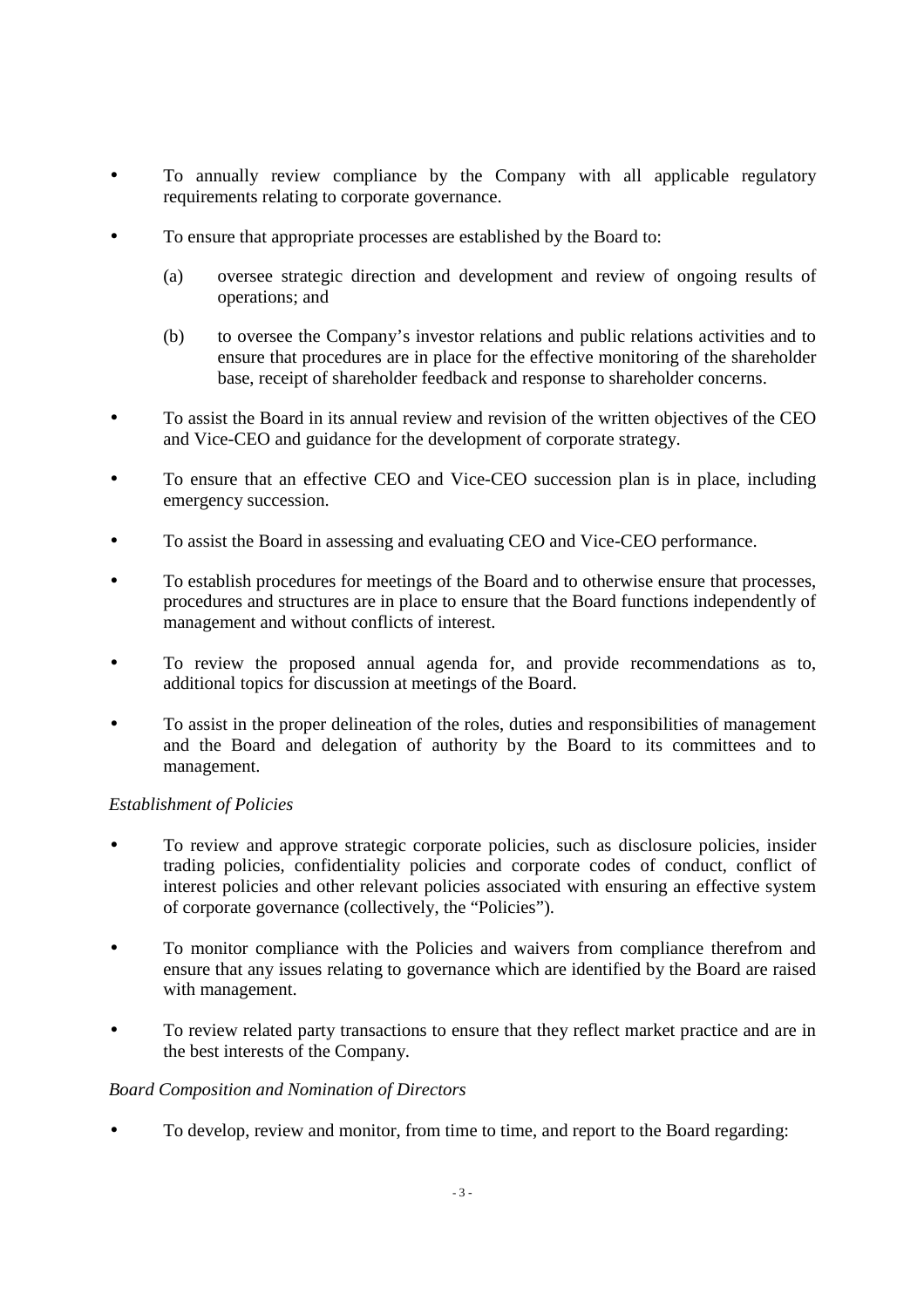- To annually review compliance by the Company with all applicable regulatory requirements relating to corporate governance.
- To ensure that appropriate processes are established by the Board to:
  - (a) oversee strategic direction and development and review of ongoing results of operations; and
  - (b) to oversee the Company's investor relations and public relations activities and to ensure that procedures are in place for the effective monitoring of the shareholder base, receipt of shareholder feedback and response to shareholder concerns.
- To assist the Board in its annual review and revision of the written objectives of the CEO and Vice-CEO and guidance for the development of corporate strategy.
- To ensure that an effective CEO and Vice-CEO succession plan is in place, including emergency succession.
- To assist the Board in assessing and evaluating CEO and Vice-CEO performance.
- To establish procedures for meetings of the Board and to otherwise ensure that processes, procedures and structures are in place to ensure that the Board functions independently of management and without conflicts of interest.
- To review the proposed annual agenda for, and provide recommendations as to, additional topics for discussion at meetings of the Board.
- To assist in the proper delineation of the roles, duties and responsibilities of management and the Board and delegation of authority by the Board to its committees and to management.

*Establishment of Policies*

- To review and approve strategic corporate policies, such as disclosure policies, insider trading policies, confidentiality policies and corporate codes of conduct, conflict of interest policies and other relevant policies associated with ensuring an effective system of corporate governance (collectively, the "Policies").
- To monitor compliance with the Policies and waivers from compliance therefrom and ensure that any issues relating to governance which are identified by the Board are raised with management.
- To review related party transactions to ensure that they reflect market practice and are in the best interests of the Company.

*Board Composition and Nomination of Directors*

- To develop, review and monitor, from time to time, and report to the Board regarding: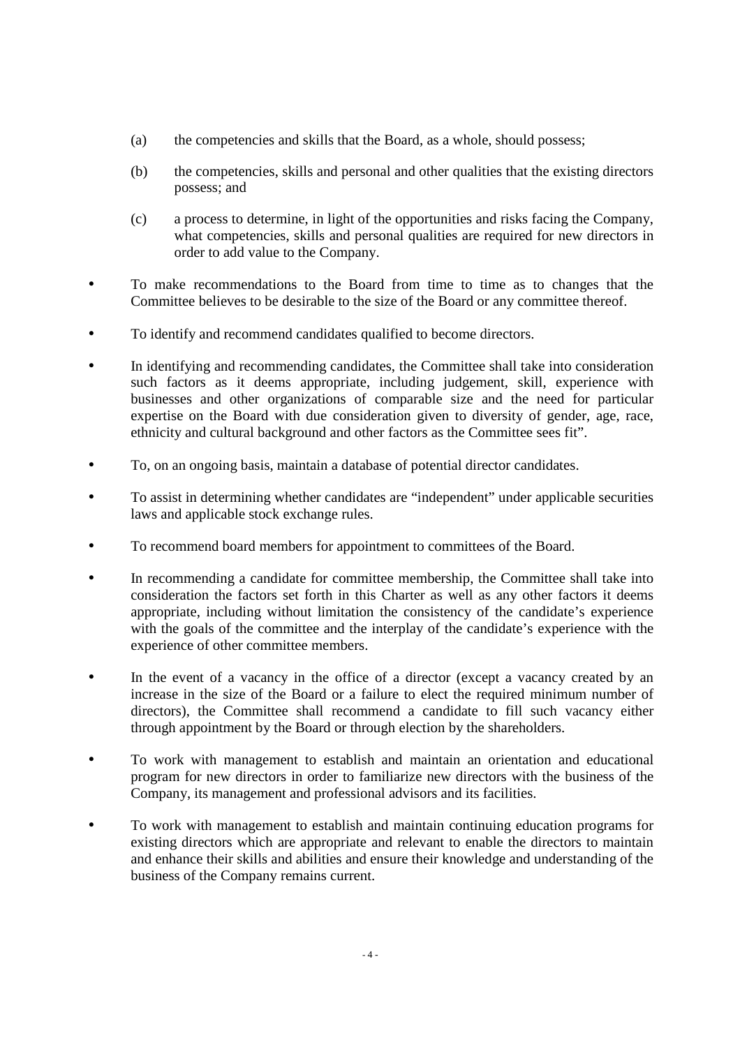(a) the competencies and skills that the Board, as a whole, should possess;

(b) the competencies, skills and personal and other qualities that the existing directors possess; and

(c) a process to determine, in light of the opportunities and risks facing the Company, what competencies, skills and personal qualities are required for new directors in order to add value to the Company.

- To make recommendations to the Board from time to time as to changes that the Committee believes to be desirable to the size of the Board or any committee thereof.
- To identify and recommend candidates qualified to become directors.
- In identifying and recommending candidates, the Committee shall take into consideration such factors as it deems appropriate, including judgement, skill, experience with businesses and other organizations of comparable size and the need for particular expertise on the Board with due consideration given to diversity of gender, age, race, ethnicity and cultural background and other factors as the Committee sees fit".
- To, on an ongoing basis, maintain a database of potential director candidates.
- To assist in determining whether candidates are "independent" under applicable securities laws and applicable stock exchange rules.
- To recommend board members for appointment to committees of the Board.
- In recommending a candidate for committee membership, the Committee shall take into consideration the factors set forth in this Charter as well as any other factors it deems appropriate, including without limitation the consistency of the candidate's experience with the goals of the committee and the interplay of the candidate's experience with the experience of other committee members.
- In the event of a vacancy in the office of a director (except a vacancy created by an increase in the size of the Board or a failure to elect the required minimum number of directors), the Committee shall recommend a candidate to fill such vacancy either through appointment by the Board or through election by the shareholders.
- To work with management to establish and maintain an orientation and educational program for new directors in order to familiarize new directors with the business of the Company, its management and professional advisors and its facilities.
- To work with management to establish and maintain continuing education programs for existing directors which are appropriate and relevant to enable the directors to maintain and enhance their skills and abilities and ensure their knowledge and understanding of the business of the Company remains current.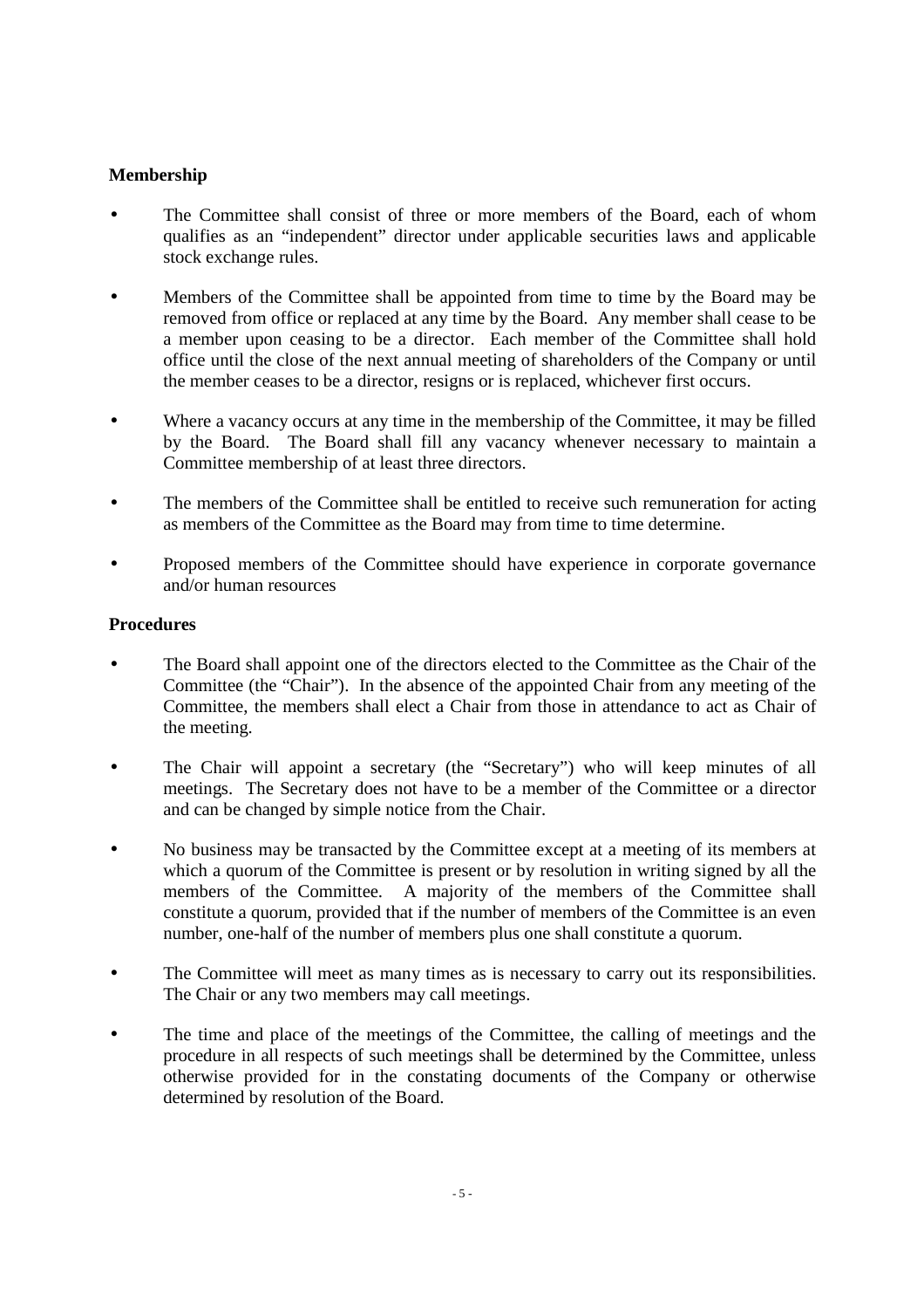**Membership**

- The Committee shall consist of three or more members of the Board, each of whom qualifies as an "independent" director under applicable securities laws and applicable stock exchange rules.
- Members of the Committee shall be appointed from time to time by the Board may be removed from office or replaced at any time by the Board. Any member shall cease to be a member upon ceasing to be a director. Each member of the Committee shall hold office until the close of the next annual meeting of shareholders of the Company or until the member ceases to be a director, resigns or is replaced, whichever first occurs.
- Where a vacancy occurs at any time in the membership of the Committee, it may be filled by the Board. The Board shall fill any vacancy whenever necessary to maintain a Committee membership of at least three directors.
- The members of the Committee shall be entitled to receive such remuneration for acting as members of the Committee as the Board may from time to time determine.
- Proposed members of the Committee should have experience in corporate governance and/or human resources

**Procedures**

- The Board shall appoint one of the directors elected to the Committee as the Chair of the Committee (the "Chair"). In the absence of the appointed Chair from any meeting of the Committee, the members shall elect a Chair from those in attendance to act as Chair of the meeting.
- The Chair will appoint a secretary (the "Secretary") who will keep minutes of all meetings. The Secretary does not have to be a member of the Committee or a director and can be changed by simple notice from the Chair.
- No business may be transacted by the Committee except at a meeting of its members at which a quorum of the Committee is present or by resolution in writing signed by all the members of the Committee. A majority of the members of the Committee shall constitute a quorum, provided that if the number of members of the Committee is an even number, one-half of the number of members plus one shall constitute a quorum.
- The Committee will meet as many times as is necessary to carry out its responsibilities. The Chair or any two members may call meetings.
- The time and place of the meetings of the Committee, the calling of meetings and the procedure in all respects of such meetings shall be determined by the Committee, unless otherwise provided for in the constating documents of the Company or otherwise determined by resolution of the Board.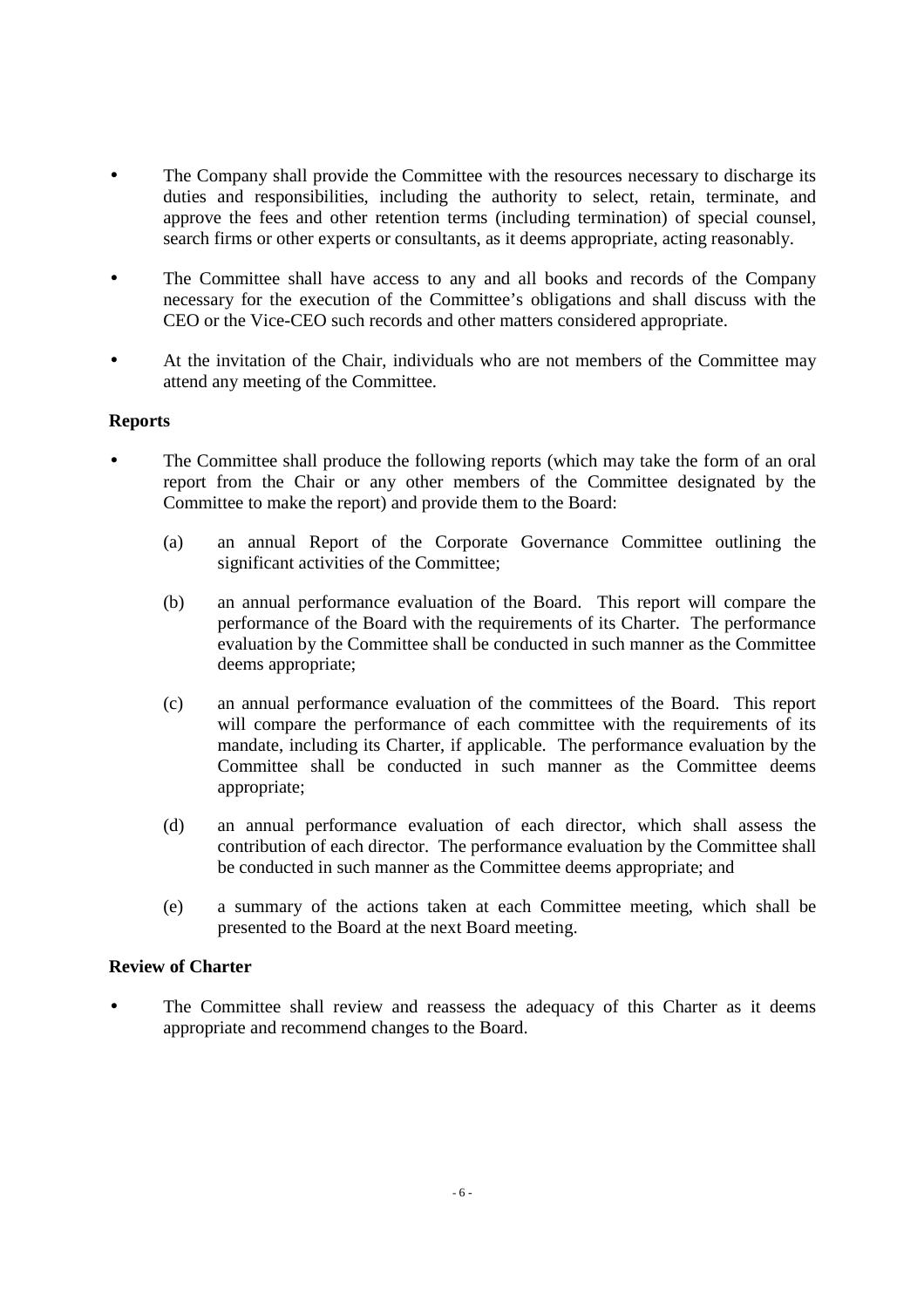- The Company shall provide the Committee with the resources necessary to discharge its duties and responsibilities, including the authority to select, retain, terminate, and approve the fees and other retention terms (including termination) of special counsel, search firms or other experts or consultants, as it deems appropriate, acting reasonably.

- The Committee shall have access to any and all books and records of the Company necessary for the execution of the Committee's obligations and shall discuss with the CEO or the Vice-CEO such records and other matters considered appropriate.

- At the invitation of the Chair, individuals who are not members of the Committee may attend any meeting of the Committee.

**Reports**

- The Committee shall produce the following reports (which may take the form of an oral report from the Chair or any other members of the Committee designated by the Committee to make the report) and provide them to the Board:

    (a) an annual Report of the Corporate Governance Committee outlining the significant activities of the Committee;

    (b) an annual performance evaluation of the Board. This report will compare the performance of the Board with the requirements of its Charter. The performance evaluation by the Committee shall be conducted in such manner as the Committee deems appropriate;

    (c) an annual performance evaluation of the committees of the Board. This report will compare the performance of each committee with the requirements of its mandate, including its Charter, if applicable. The performance evaluation by the Committee shall be conducted in such manner as the Committee deems appropriate;

    (d) an annual performance evaluation of each director, which shall assess the contribution of each director. The performance evaluation by the Committee shall be conducted in such manner as the Committee deems appropriate; and

    (e) a summary of the actions taken at each Committee meeting, which shall be presented to the Board at the next Board meeting.

**Review of Charter**

- The Committee shall review and reassess the adequacy of this Charter as it deems appropriate and recommend changes to the Board.